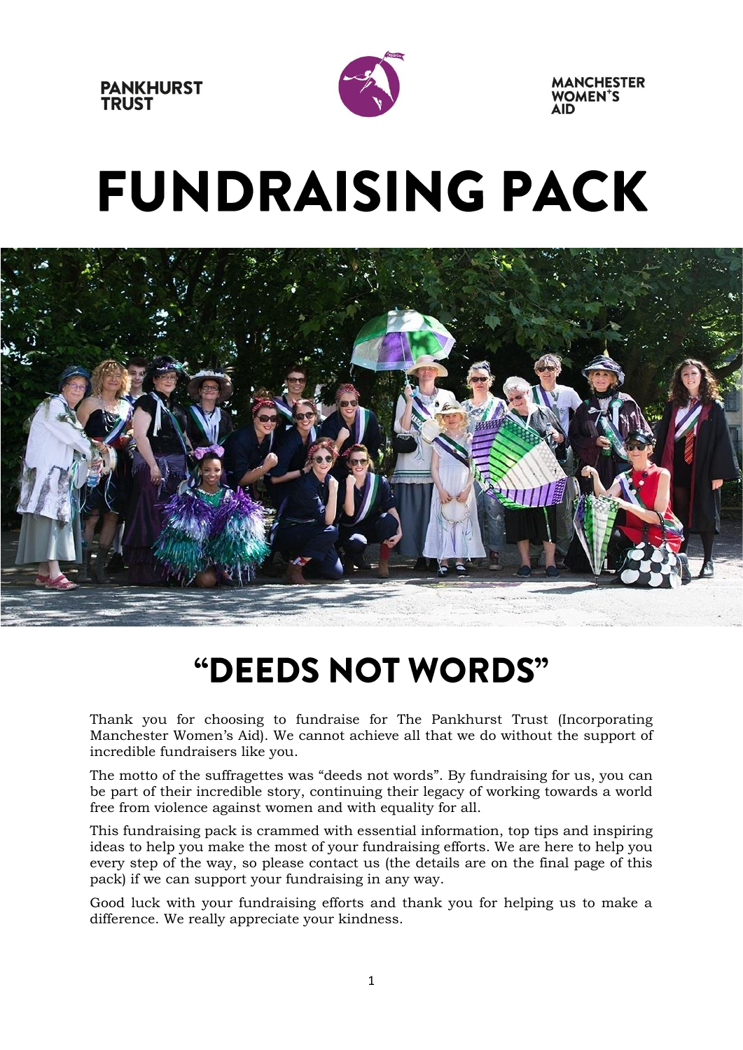PANKHURST TRUST

MANCHESTER WOMEN'S AID

# FUNDRAISING PACK

## "DEEDS NOT WORDS"

Thank you for choosing to fundraise for The Pankhurst Trust (Incorporating Manchester Women's Aid). We cannot achieve all that we do without the support of incredible fundraisers like you.

The motto of the suffragettes was "deeds not words". By fundraising for us, you can be part of their incredible story, continuing their legacy of working towards a world free from violence against women and with equality for all.

This fundraising pack is crammed with essential information, top tips and inspiring ideas to help you make the most of your fundraising efforts. We are here to help you every step of the way, so please contact us (the details are on the final page of this pack) if we can support your fundraising in any way.

Good luck with your fundraising efforts and thank you for helping us to make a difference. We really appreciate your kindness.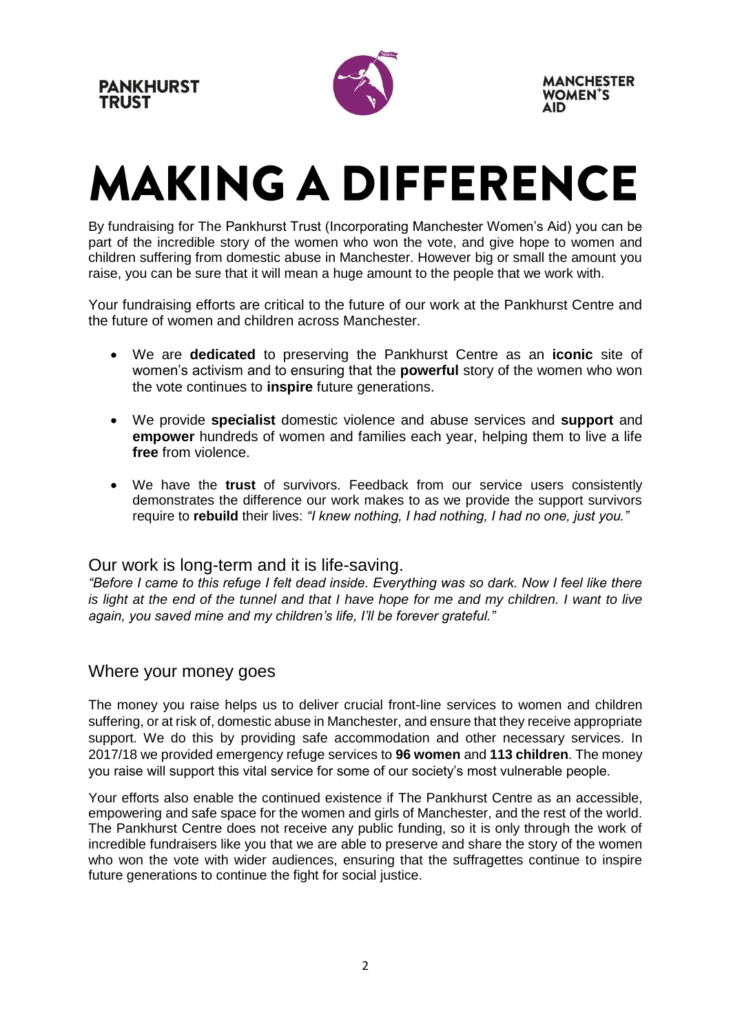**PANKHURST TRUST**

**MANCHESTER WOMEN'S AID**

# MAKING A DIFFERENCE

By fundraising for The Pankhurst Trust (Incorporating Manchester Women's Aid) you can be part of the incredible story of the women who won the vote, and give hope to women and children suffering from domestic abuse in Manchester. However big or small the amount you raise, you can be sure that it will mean a huge amount to the people that we work with.

Your fundraising efforts are critical to the future of our work at the Pankhurst Centre and the future of women and children across Manchester.

- We are **dedicated** to preserving the Pankhurst Centre as an **iconic** site of women's activism and to ensuring that the **powerful** story of the women who won the vote continues to **inspire** future generations.
- We provide **specialist** domestic violence and abuse services and **support** and **empower** hundreds of women and families each year, helping them to live a life **free** from violence.
- We have the **trust** of survivors. Feedback from our service users consistently demonstrates the difference our work makes to as we provide the support survivors require to **rebuild** their lives: *"I knew nothing, I had nothing, I had no one, just you."*

## Our work is long-term and it is life-saving.

*"Before I came to this refuge I felt dead inside. Everything was so dark. Now I feel like there is light at the end of the tunnel and that I have hope for me and my children. I want to live again, you saved mine and my children's life, I'll be forever grateful."*

## Where your money goes

The money you raise helps us to deliver crucial front-line services to women and children suffering, or at risk of, domestic abuse in Manchester, and ensure that they receive appropriate support. We do this by providing safe accommodation and other necessary services. In 2017/18 we provided emergency refuge services to **96 women** and **113 children**. The money you raise will support this vital service for some of our society's most vulnerable people.

Your efforts also enable the continued existence if The Pankhurst Centre as an accessible, empowering and safe space for the women and girls of Manchester, and the rest of the world. The Pankhurst Centre does not receive any public funding, so it is only through the work of incredible fundraisers like you that we are able to preserve and share the story of the women who won the vote with wider audiences, ensuring that the suffragettes continue to inspire future generations to continue the fight for social justice.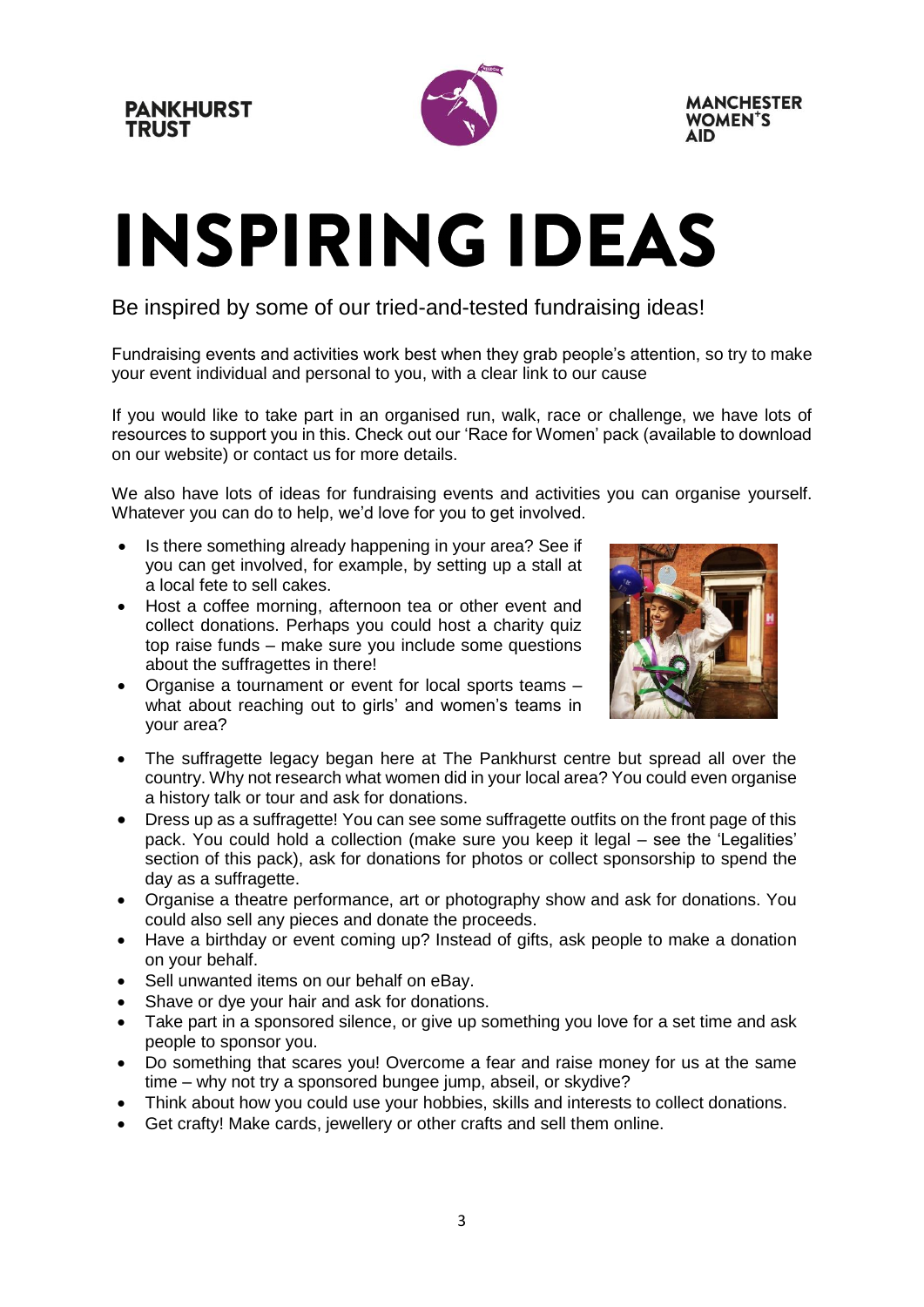PANKHURST TRUST

MANCHESTER WOMEN'S AID

# INSPIRING IDEAS

Be inspired by some of our tried-and-tested fundraising ideas!

Fundraising events and activities work best when they grab people's attention, so try to make your event individual and personal to you, with a clear link to our cause

If you would like to take part in an organised run, walk, race or challenge, we have lots of resources to support you in this. Check out our 'Race for Women' pack (available to download on our website) or contact us for more details.

We also have lots of ideas for fundraising events and activities you can organise yourself. Whatever you can do to help, we'd love for you to get involved.

- Is there something already happening in your area? See if you can get involved, for example, by setting up a stall at a local fete to sell cakes.
- Host a coffee morning, afternoon tea or other event and collect donations. Perhaps you could host a charity quiz top raise funds – make sure you include some questions about the suffragettes in there!
- Organise a tournament or event for local sports teams – what about reaching out to girls' and women's teams in your area?
- The suffragette legacy began here at The Pankhurst centre but spread all over the country. Why not research what women did in your local area? You could even organise a history talk or tour and ask for donations.
- Dress up as a suffragette! You can see some suffragette outfits on the front page of this pack. You could hold a collection (make sure you keep it legal – see the 'Legalities' section of this pack), ask for donations for photos or collect sponsorship to spend the day as a suffragette.
- Organise a theatre performance, art or photography show and ask for donations. You could also sell any pieces and donate the proceeds.
- Have a birthday or event coming up? Instead of gifts, ask people to make a donation on your behalf.
- Sell unwanted items on our behalf on eBay.
- Shave or dye your hair and ask for donations.
- Take part in a sponsored silence, or give up something you love for a set time and ask people to sponsor you.
- Do something that scares you! Overcome a fear and raise money for us at the same time – why not try a sponsored bungee jump, abseil, or skydive?
- Think about how you could use your hobbies, skills and interests to collect donations.
- Get crafty! Make cards, jewellery or other crafts and sell them online.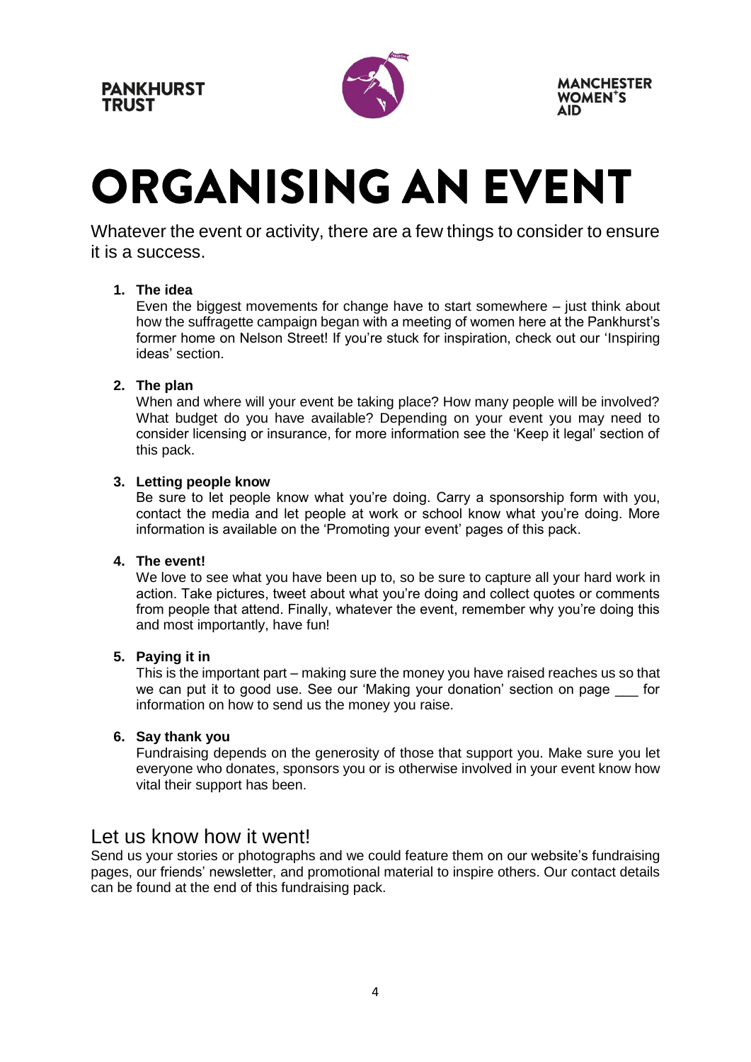PANKHURST TRUST

MANCHESTER WOMEN'S AID

# ORGANISING AN EVENT

Whatever the event or activity, there are a few things to consider to ensure it is a success.

1. **The idea**
   Even the biggest movements for change have to start somewhere – just think about how the suffragette campaign began with a meeting of women here at the Pankhurst's former home on Nelson Street! If you're stuck for inspiration, check out our 'Inspiring ideas' section.

2. **The plan**
   When and where will your event be taking place? How many people will be involved? What budget do you have available? Depending on your event you may need to consider licensing or insurance, for more information see the 'Keep it legal' section of this pack.

3. **Letting people know**
   Be sure to let people know what you're doing. Carry a sponsorship form with you, contact the media and let people at work or school know what you're doing. More information is available on the 'Promoting your event' pages of this pack.

4. **The event!**
   We love to see what you have been up to, so be sure to capture all your hard work in action. Take pictures, tweet about what you're doing and collect quotes or comments from people that attend. Finally, whatever the event, remember why you're doing this and most importantly, have fun!

5. **Paying it in**
   This is the important part – making sure the money you have raised reaches us so that we can put it to good use. See our 'Making your donation' section on page ___ for information on how to send us the money you raise.

6. **Say thank you**
   Fundraising depends on the generosity of those that support you. Make sure you let everyone who donates, sponsors you or is otherwise involved in your event know how vital their support has been.

## Let us know how it went!

Send us your stories or photographs and we could feature them on our website's fundraising pages, our friends' newsletter, and promotional material to inspire others. Our contact details can be found at the end of this fundraising pack.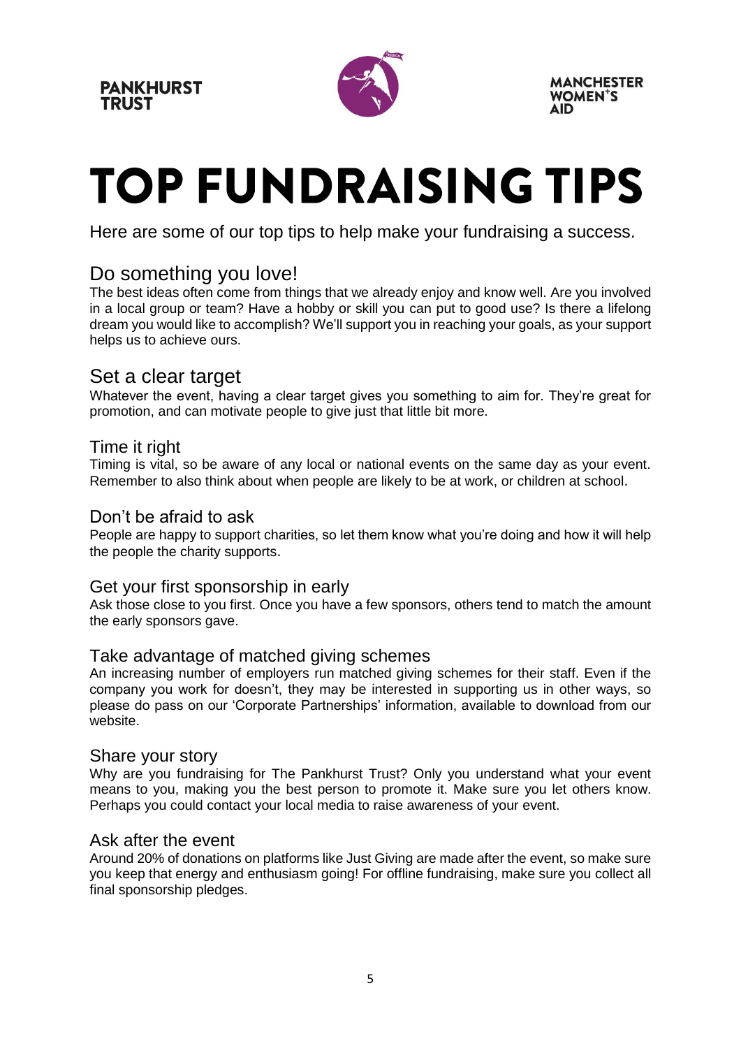PANKHURST TRUST

MANCHESTER WOMEN'S AID

# TOP FUNDRAISING TIPS

Here are some of our top tips to help make your fundraising a success.

## Do something you love!

The best ideas often come from things that we already enjoy and know well. Are you involved in a local group or team? Have a hobby or skill you can put to good use? Is there a lifelong dream you would like to accomplish? We'll support you in reaching your goals, as your support helps us to achieve ours.

## Set a clear target

Whatever the event, having a clear target gives you something to aim for. They're great for promotion, and can motivate people to give just that little bit more.

### Time it right

Timing is vital, so be aware of any local or national events on the same day as your event. Remember to also think about when people are likely to be at work, or children at school.

### Don't be afraid to ask

People are happy to support charities, so let them know what you're doing and how it will help the people the charity supports.

### Get your first sponsorship in early

Ask those close to you first. Once you have a few sponsors, others tend to match the amount the early sponsors gave.

### Take advantage of matched giving schemes

An increasing number of employers run matched giving schemes for their staff. Even if the company you work for doesn't, they may be interested in supporting us in other ways, so please do pass on our 'Corporate Partnerships' information, available to download from our website.

### Share your story

Why are you fundraising for The Pankhurst Trust? Only you understand what your event means to you, making you the best person to promote it. Make sure you let others know. Perhaps you could contact your local media to raise awareness of your event.

### Ask after the event

Around 20% of donations on platforms like Just Giving are made after the event, so make sure you keep that energy and enthusiasm going! For offline fundraising, make sure you collect all final sponsorship pledges.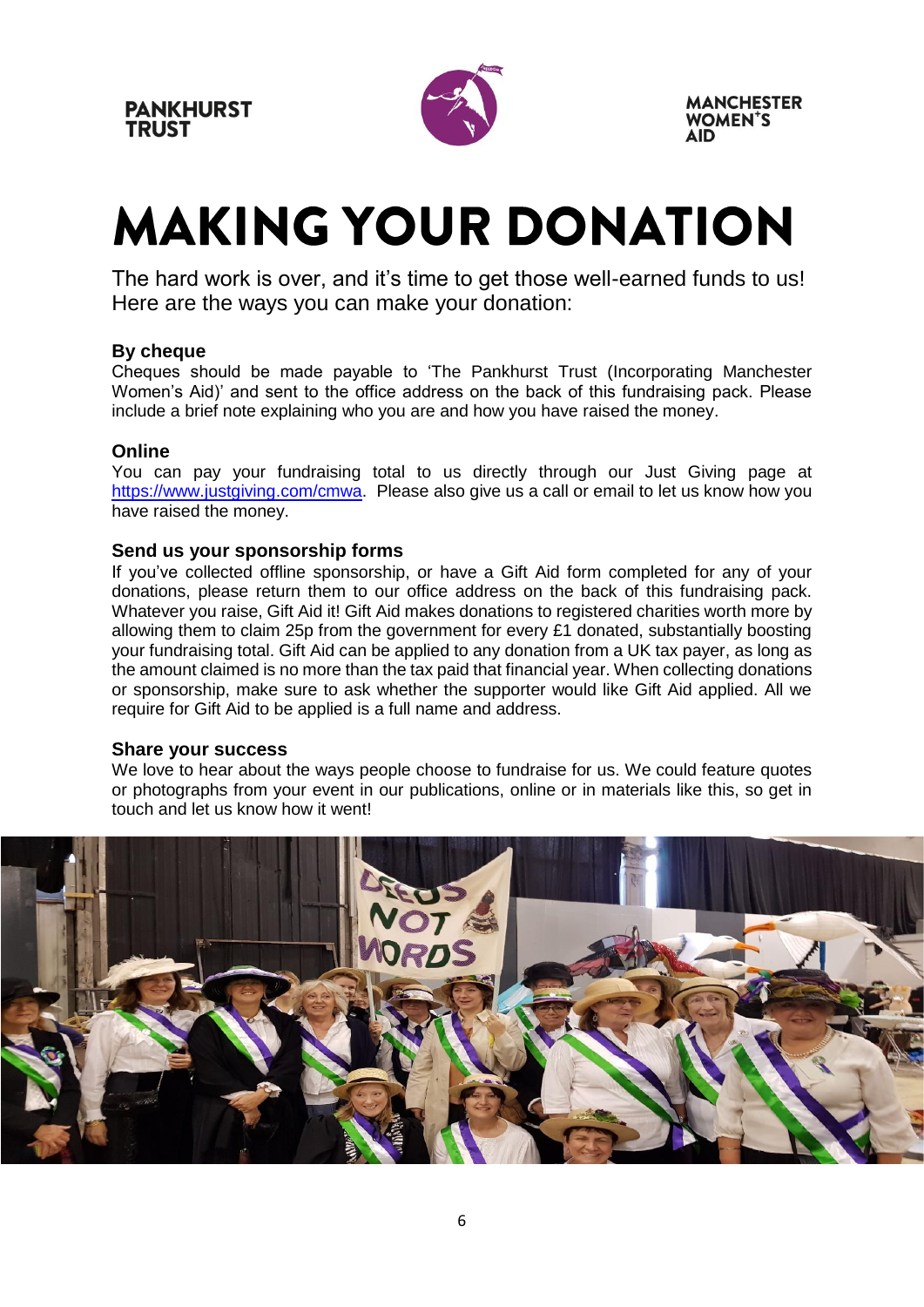PANKHURST TRUST

MANCHESTER WOMEN'S AID

# MAKING YOUR DONATION

The hard work is over, and it's time to get those well-earned funds to us! Here are the ways you can make your donation:

**By cheque**

Cheques should be made payable to 'The Pankhurst Trust (Incorporating Manchester Women's Aid)' and sent to the office address on the back of this fundraising pack. Please include a brief note explaining who you are and how you have raised the money.

**Online**

You can pay your fundraising total to us directly through our Just Giving page at https://www.justgiving.com/cmwa. Please also give us a call or email to let us know how you have raised the money.

**Send us your sponsorship forms**

If you've collected offline sponsorship, or have a Gift Aid form completed for any of your donations, please return them to our office address on the back of this fundraising pack. Whatever you raise, Gift Aid it! Gift Aid makes donations to registered charities worth more by allowing them to claim 25p from the government for every £1 donated, substantially boosting your fundraising total. Gift Aid can be applied to any donation from a UK tax payer, as long as the amount claimed is no more than the tax paid that financial year. When collecting donations or sponsorship, make sure to ask whether the supporter would like Gift Aid applied. All we require for Gift Aid to be applied is a full name and address.

**Share your success**

We love to hear about the ways people choose to fundraise for us. We could feature quotes or photographs from your event in our publications, online or in materials like this, so get in touch and let us know how it went!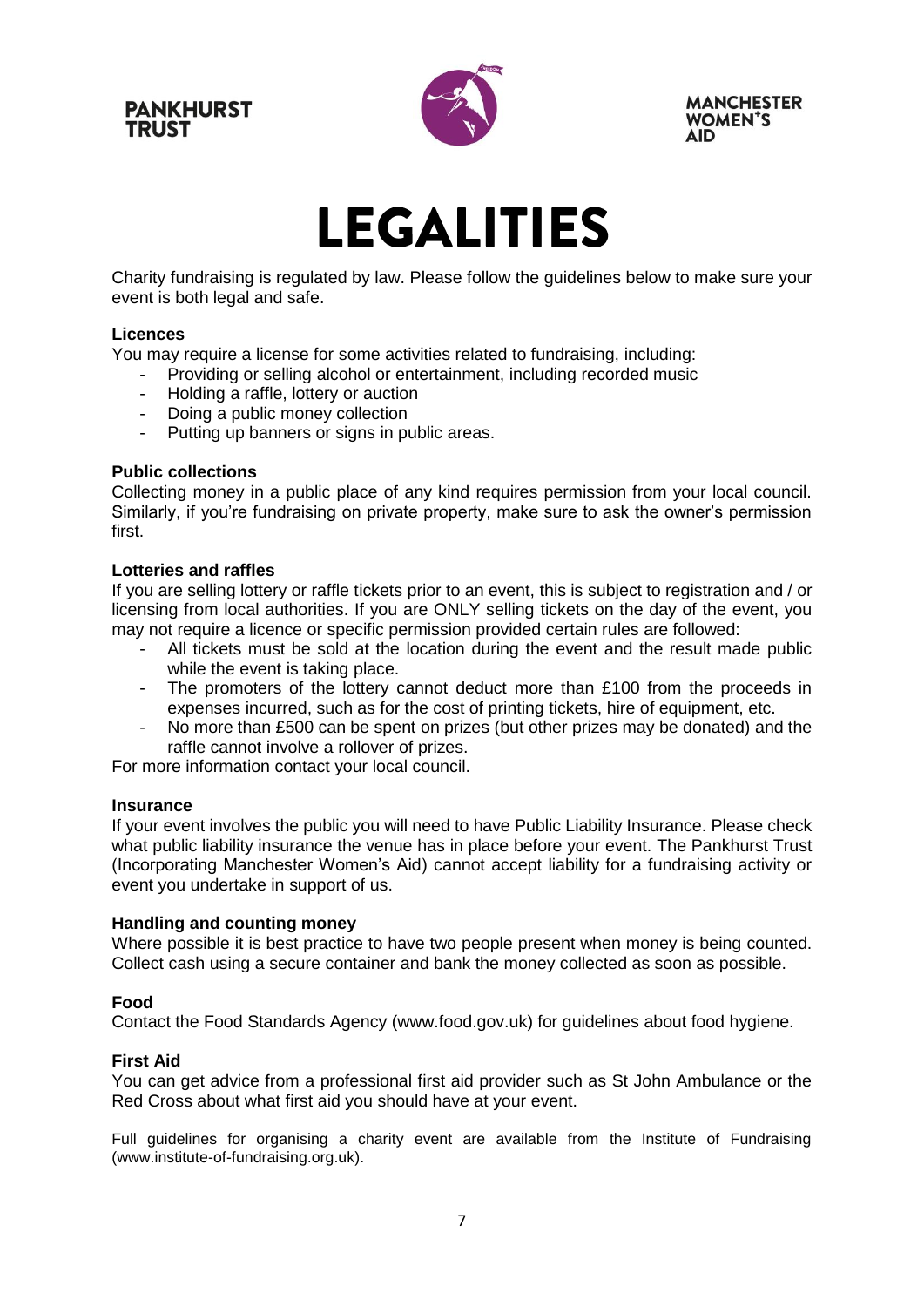PANKHURST TRUST

MANCHESTER WOMEN'S AID

# LEGALITIES

Charity fundraising is regulated by law. Please follow the guidelines below to make sure your event is both legal and safe.

**Licences**

You may require a license for some activities related to fundraising, including:

- Providing or selling alcohol or entertainment, including recorded music
- Holding a raffle, lottery or auction
- Doing a public money collection
- Putting up banners or signs in public areas.

**Public collections**

Collecting money in a public place of any kind requires permission from your local council. Similarly, if you're fundraising on private property, make sure to ask the owner's permission first.

**Lotteries and raffles**

If you are selling lottery or raffle tickets prior to an event, this is subject to registration and / or licensing from local authorities. If you are ONLY selling tickets on the day of the event, you may not require a licence or specific permission provided certain rules are followed:

- All tickets must be sold at the location during the event and the result made public while the event is taking place.
- The promoters of the lottery cannot deduct more than £100 from the proceeds in expenses incurred, such as for the cost of printing tickets, hire of equipment, etc.
- No more than £500 can be spent on prizes (but other prizes may be donated) and the raffle cannot involve a rollover of prizes.

For more information contact your local council.

**Insurance**

If your event involves the public you will need to have Public Liability Insurance. Please check what public liability insurance the venue has in place before your event. The Pankhurst Trust (Incorporating Manchester Women's Aid) cannot accept liability for a fundraising activity or event you undertake in support of us.

**Handling and counting money**

Where possible it is best practice to have two people present when money is being counted. Collect cash using a secure container and bank the money collected as soon as possible.

**Food**

Contact the Food Standards Agency (www.food.gov.uk) for guidelines about food hygiene.

**First Aid**

You can get advice from a professional first aid provider such as St John Ambulance or the Red Cross about what first aid you should have at your event.

Full guidelines for organising a charity event are available from the Institute of Fundraising (www.institute-of-fundraising.org.uk).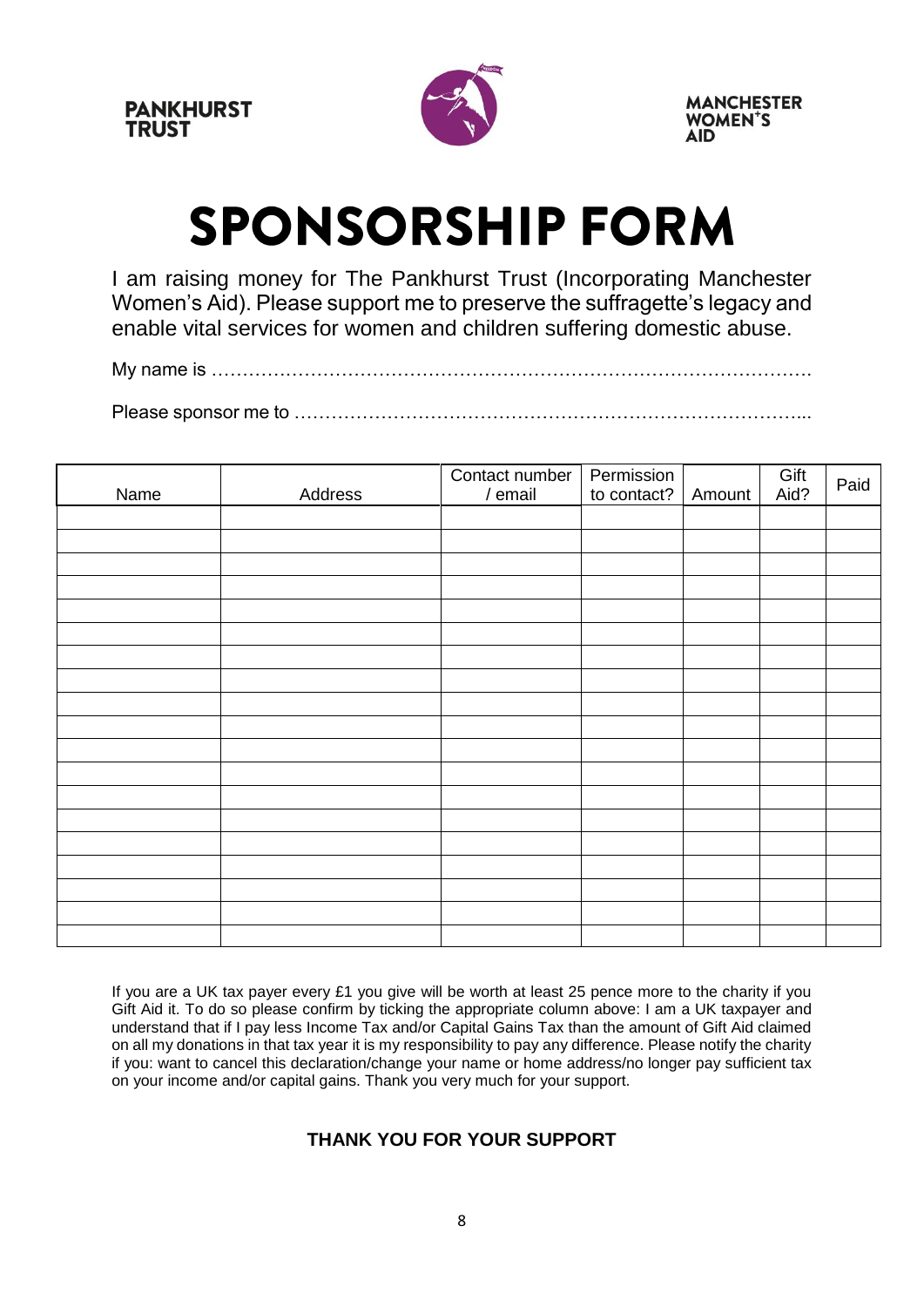PANKHURST TRUST

MANCHESTER WOMEN'S AID

# SPONSORSHIP FORM

I am raising money for The Pankhurst Trust (Incorporating Manchester Women's Aid). Please support me to preserve the suffragette's legacy and enable vital services for women and children suffering domestic abuse.

My name is …………………………………………………………………………………….

Please sponsor me to …………………………………………………………………………...

| Name | Address | Contact number / email | Permission to contact? | Amount | Gift Aid? | Paid |
|---|---|---|---|---|---|---|
| | | | | | | |
| | | | | | | |
| | | | | | | |
| | | | | | | |
| | | | | | | |
| | | | | | | |
| | | | | | | |
| | | | | | | |
| | | | | | | |
| | | | | | | |
| | | | | | | |
| | | | | | | |
| | | | | | | |
| | | | | | | |
| | | | | | | |
| | | | | | | |
| | | | | | | |
| | | | | | | |
| | | | | | | |

If you are a UK tax payer every £1 you give will be worth at least 25 pence more to the charity if you Gift Aid it. To do so please confirm by ticking the appropriate column above: I am a UK taxpayer and understand that if I pay less Income Tax and/or Capital Gains Tax than the amount of Gift Aid claimed on all my donations in that tax year it is my responsibility to pay any difference. Please notify the charity if you: want to cancel this declaration/change your name or home address/no longer pay sufficient tax on your income and/or capital gains. Thank you very much for your support.

**THANK YOU FOR YOUR SUPPORT**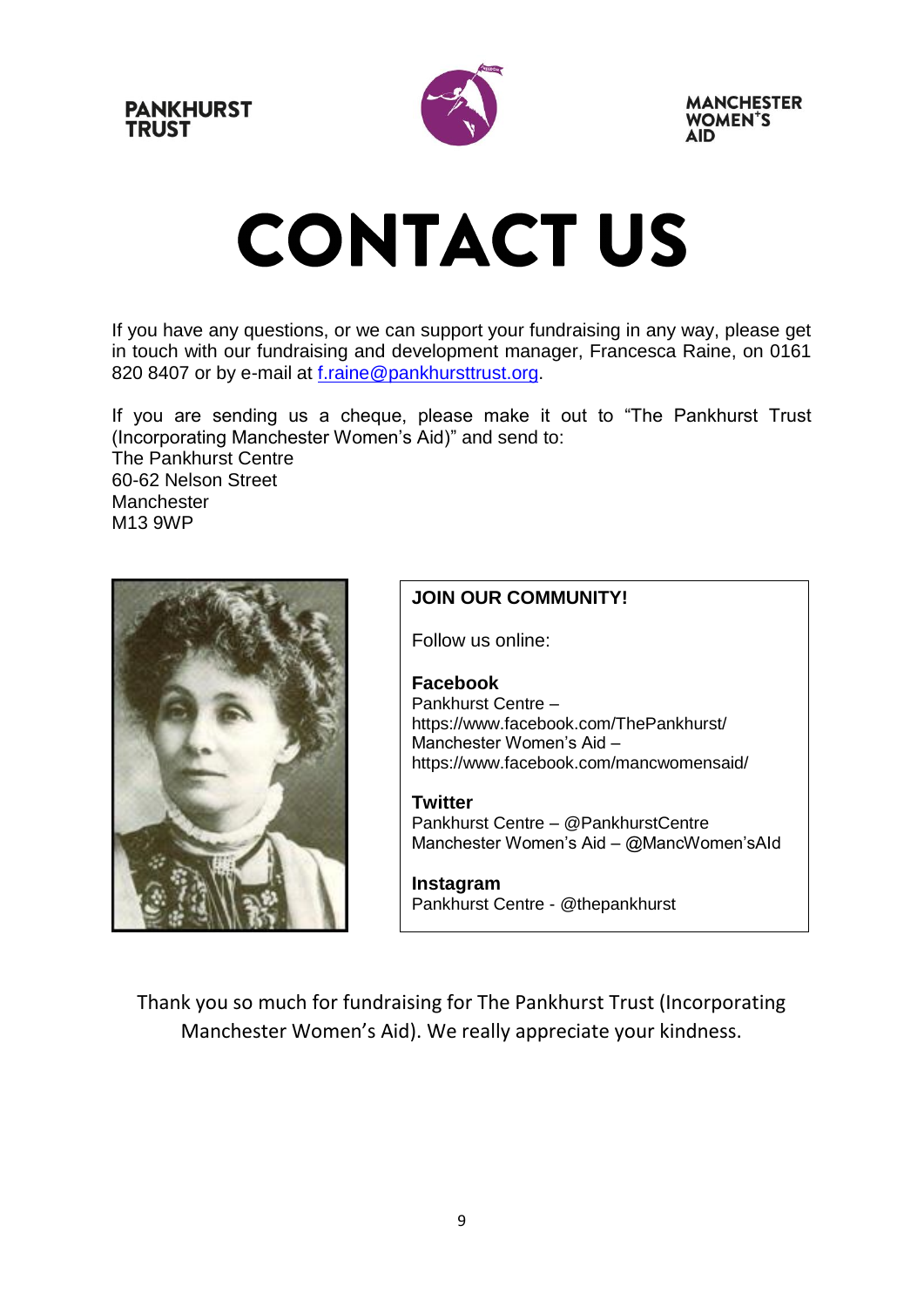PANKHURST TRUST

MANCHESTER WOMEN'S AID

# CONTACT US

If you have any questions, or we can support your fundraising in any way, please get in touch with our fundraising and development manager, Francesca Raine, on 0161 820 8407 or by e-mail at f.raine@pankhursttrust.org.

If you are sending us a cheque, please make it out to "The Pankhurst Trust (Incorporating Manchester Women's Aid)" and send to:
The Pankhurst Centre
60-62 Nelson Street
Manchester
M13 9WP

**JOIN OUR COMMUNITY!**

Follow us online:

**Facebook**
Pankhurst Centre – https://www.facebook.com/ThePankhurst/
Manchester Women's Aid – https://www.facebook.com/mancwomensaid/

**Twitter**
Pankhurst Centre – @PankhurstCentre
Manchester Women's Aid – @MancWomen'sAId

**Instagram**
Pankhurst Centre - @thepankhurst

Thank you so much for fundraising for The Pankhurst Trust (Incorporating Manchester Women's Aid). We really appreciate your kindness.